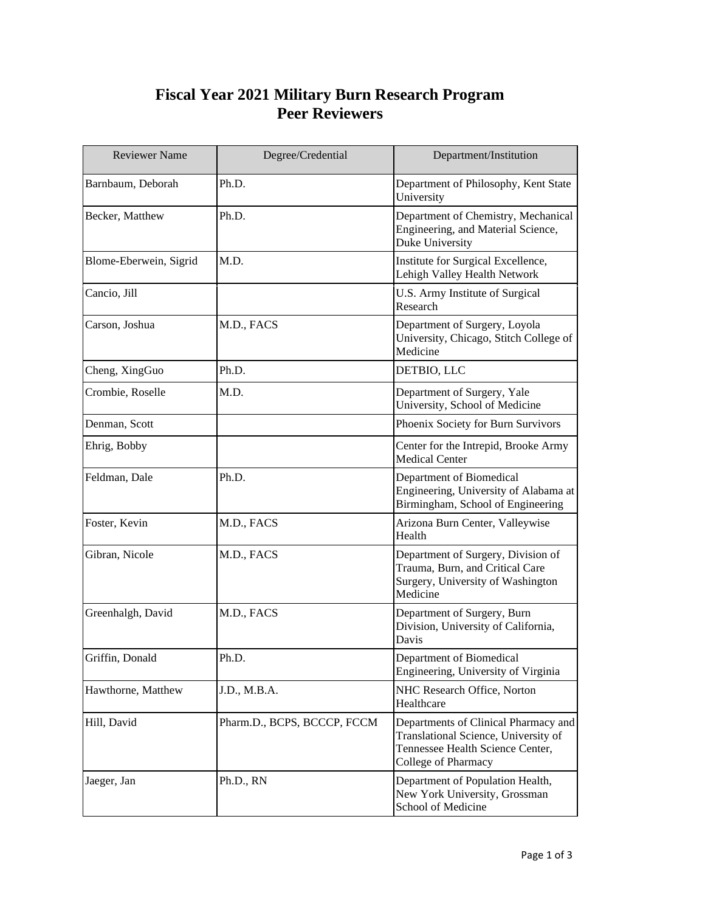# Fiscal Year 2021 Military Burn Research Program Peer Reviewers

| Reviewer Name | Degree/Credential | Department/Institution |
|---|---|---|
| Barnbaum, Deborah | Ph.D. | Department of Philosophy, Kent State University |
| Becker, Matthew | Ph.D. | Department of Chemistry, Mechanical Engineering, and Material Science, Duke University |
| Blome-Eberwein, Sigrid | M.D. | Institute for Surgical Excellence, Lehigh Valley Health Network |
| Cancio, Jill | | U.S. Army Institute of Surgical Research |
| Carson, Joshua | M.D., FACS | Department of Surgery, Loyola University, Chicago, Stitch College of Medicine |
| Cheng, XingGuo | Ph.D. | DETBIO, LLC |
| Crombie, Roselle | M.D. | Department of Surgery, Yale University, School of Medicine |
| Denman, Scott | | Phoenix Society for Burn Survivors |
| Ehrig, Bobby | | Center for the Intrepid, Brooke Army Medical Center |
| Feldman, Dale | Ph.D. | Department of Biomedical Engineering, University of Alabama at Birmingham, School of Engineering |
| Foster, Kevin | M.D., FACS | Arizona Burn Center, Valleywise Health |
| Gibran, Nicole | M.D., FACS | Department of Surgery, Division of Trauma, Burn, and Critical Care Surgery, University of Washington Medicine |
| Greenhalgh, David | M.D., FACS | Department of Surgery, Burn Division, University of California, Davis |
| Griffin, Donald | Ph.D. | Department of Biomedical Engineering, University of Virginia |
| Hawthorne, Matthew | J.D., M.B.A. | NHC Research Office, Norton Healthcare |
| Hill, David | Pharm.D., BCPS, BCCCP, FCCM | Departments of Clinical Pharmacy and Translational Science, University of Tennessee Health Science Center, College of Pharmacy |
| Jaeger, Jan | Ph.D., RN | Department of Population Health, New York University, Grossman School of Medicine |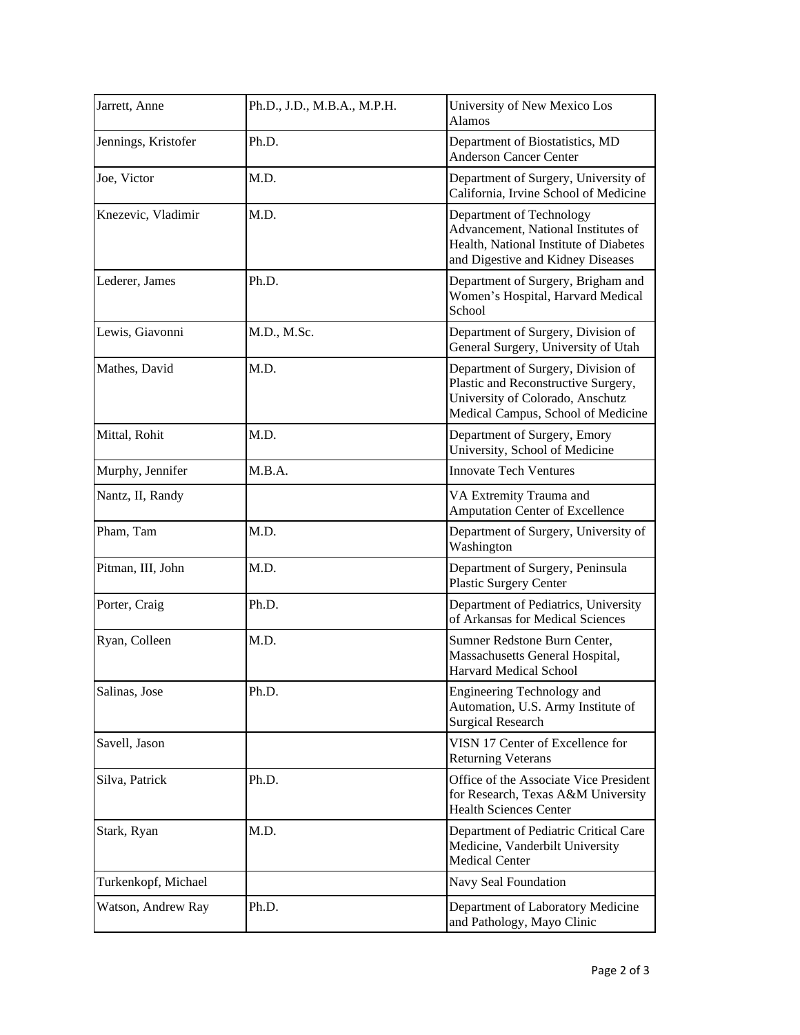| | | |
|---|---|---|
| Jarrett, Anne | Ph.D., J.D., M.B.A., M.P.H. | University of New Mexico Los Alamos |
| Jennings, Kristofer | Ph.D. | Department of Biostatistics, MD Anderson Cancer Center |
| Joe, Victor | M.D. | Department of Surgery, University of California, Irvine School of Medicine |
| Knezevic, Vladimir | M.D. | Department of Technology Advancement, National Institutes of Health, National Institute of Diabetes and Digestive and Kidney Diseases |
| Lederer, James | Ph.D. | Department of Surgery, Brigham and Women's Hospital, Harvard Medical School |
| Lewis, Giavonni | M.D., M.Sc. | Department of Surgery, Division of General Surgery, University of Utah |
| Mathes, David | M.D. | Department of Surgery, Division of Plastic and Reconstructive Surgery, University of Colorado, Anschutz Medical Campus, School of Medicine |
| Mittal, Rohit | M.D. | Department of Surgery, Emory University, School of Medicine |
| Murphy, Jennifer | M.B.A. | Innovate Tech Ventures |
| Nantz, II, Randy | | VA Extremity Trauma and Amputation Center of Excellence |
| Pham, Tam | M.D. | Department of Surgery, University of Washington |
| Pitman, III, John | M.D. | Department of Surgery, Peninsula Plastic Surgery Center |
| Porter, Craig | Ph.D. | Department of Pediatrics, University of Arkansas for Medical Sciences |
| Ryan, Colleen | M.D. | Sumner Redstone Burn Center, Massachusetts General Hospital, Harvard Medical School |
| Salinas, Jose | Ph.D. | Engineering Technology and Automation, U.S. Army Institute of Surgical Research |
| Savell, Jason | | VISN 17 Center of Excellence for Returning Veterans |
| Silva, Patrick | Ph.D. | Office of the Associate Vice President for Research, Texas A&M University Health Sciences Center |
| Stark, Ryan | M.D. | Department of Pediatric Critical Care Medicine, Vanderbilt University Medical Center |
| Turkenkopf, Michael | | Navy Seal Foundation |
| Watson, Andrew Ray | Ph.D. | Department of Laboratory Medicine and Pathology, Mayo Clinic |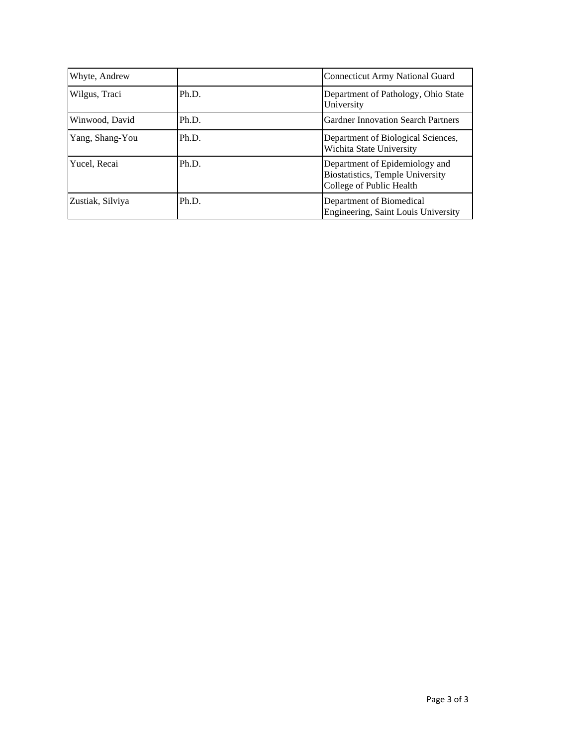| | | |
|---|---|---|
| Whyte, Andrew | | Connecticut Army National Guard |
| Wilgus, Traci | Ph.D. | Department of Pathology, Ohio State University |
| Winwood, David | Ph.D. | Gardner Innovation Search Partners |
| Yang, Shang-You | Ph.D. | Department of Biological Sciences, Wichita State University |
| Yucel, Recai | Ph.D. | Department of Epidemiology and Biostatistics, Temple University College of Public Health |
| Zustiak, Silviya | Ph.D. | Department of Biomedical Engineering, Saint Louis University |